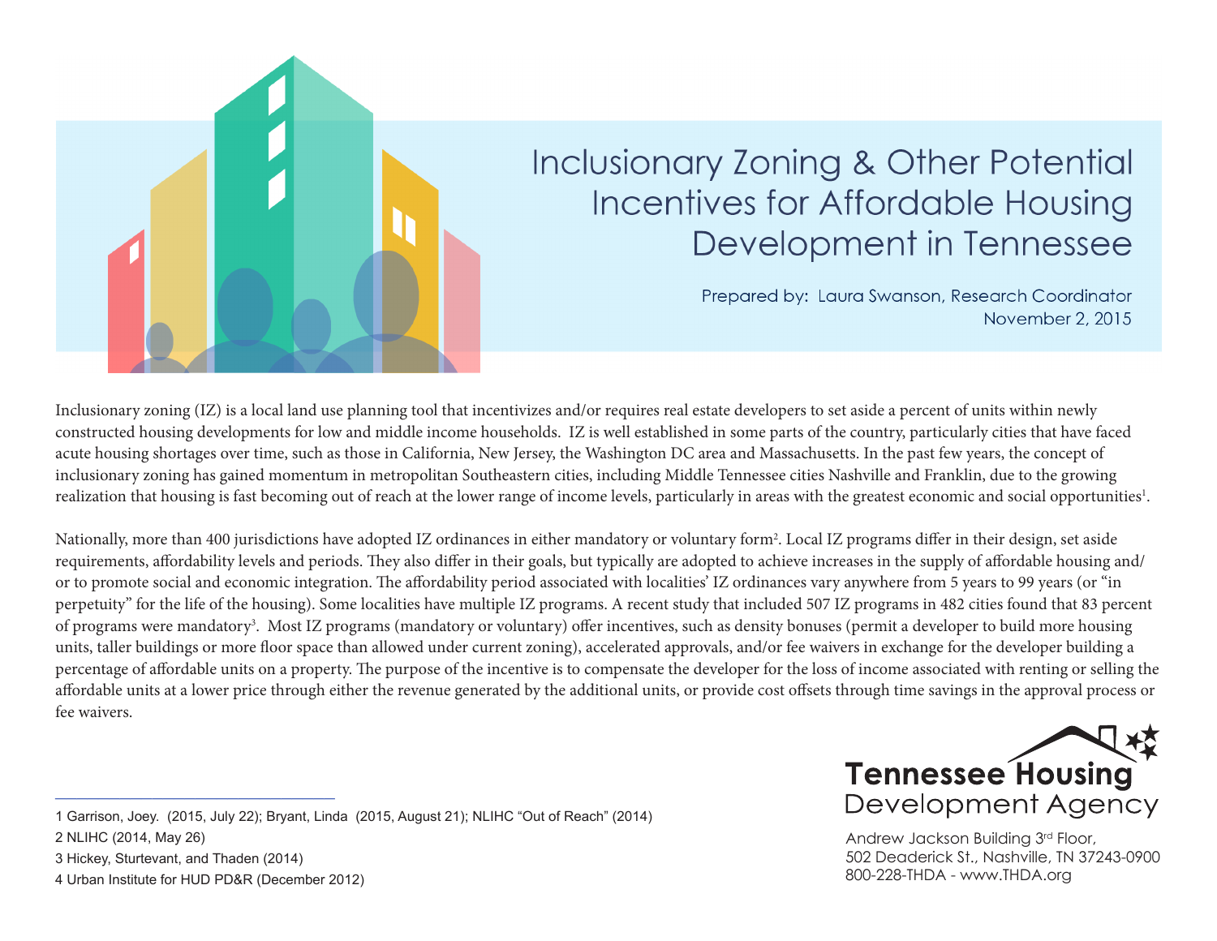# Inclusionary Zoning & Other Potential Incentives for Affordable Housing Development in Tennessee

Prepared by: Laura Swanson, Research Coordinator
November 2, 2015

Inclusionary zoning (IZ) is a local land use planning tool that incentivizes and/or requires real estate developers to set aside a percent of units within newly constructed housing developments for low and middle income households. IZ is well established in some parts of the country, particularly cities that have faced acute housing shortages over time, such as those in California, New Jersey, the Washington DC area and Massachusetts. In the past few years, the concept of inclusionary zoning has gained momentum in metropolitan Southeastern cities, including Middle Tennessee cities Nashville and Franklin, due to the growing realization that housing is fast becoming out of reach at the lower range of income levels, particularly in areas with the greatest economic and social opportunities[1].

Nationally, more than 400 jurisdictions have adopted IZ ordinances in either mandatory or voluntary form[2]. Local IZ programs differ in their design, set aside requirements, affordability levels and periods. They also differ in their goals, but typically are adopted to achieve increases in the supply of affordable housing and/or to promote social and economic integration. The affordability period associated with localities' IZ ordinances vary anywhere from 5 years to 99 years (or "in perpetuity" for the life of the housing). Some localities have multiple IZ programs. A recent study that included 507 IZ programs in 482 cities found that 83 percent of programs were mandatory[3]. Most IZ programs (mandatory or voluntary) offer incentives, such as density bonuses (permit a developer to build more housing units, taller buildings or more floor space than allowed under current zoning), accelerated approvals, and/or fee waivers in exchange for the developer building a percentage of affordable units on a property. The purpose of the incentive is to compensate the developer for the loss of income associated with renting or selling the affordable units at a lower price through either the revenue generated by the additional units, or provide cost offsets through time savings in the approval process or fee waivers.

---

1 Garrison, Joey. (2015, July 22); Bryant, Linda (2015, August 21); NLIHC "Out of Reach" (2014)

2 NLIHC (2014, May 26)

3 Hickey, Sturtevant, and Thaden (2014)

4 Urban Institute for HUD PD&R (December 2012)

**Tennessee Housing Development Agency**

Andrew Jackson Building 3rd Floor,
502 Deaderick St., Nashville, TN 37243-0900
800-228-THDA - www.THDA.org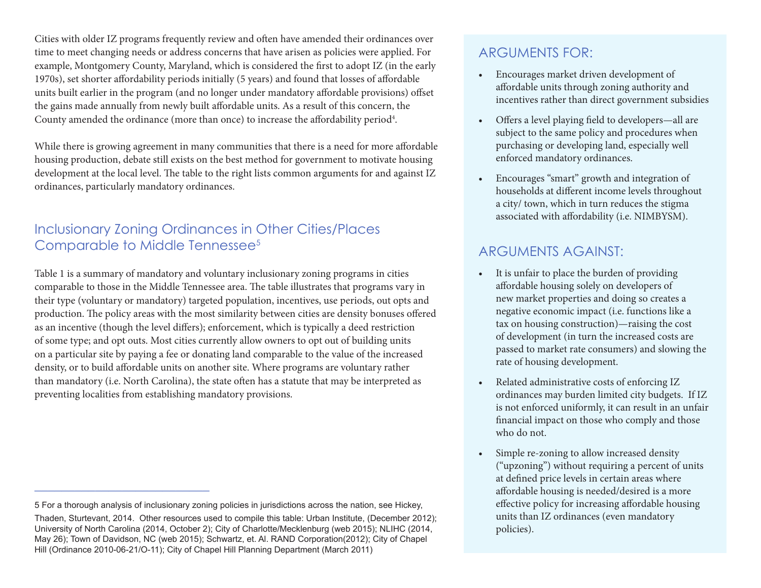Cities with older IZ programs frequently review and often have amended their ordinances over time to meet changing needs or address concerns that have arisen as policies were applied. For example, Montgomery County, Maryland, which is considered the first to adopt IZ (in the early 1970s), set shorter affordability periods initially (5 years) and found that losses of affordable units built earlier in the program (and no longer under mandatory affordable provisions) offset the gains made annually from newly built affordable units. As a result of this concern, the County amended the ordinance (more than once) to increase the affordability period[4].

While there is growing agreement in many communities that there is a need for more affordable housing production, debate still exists on the best method for government to motivate housing development at the local level. The table to the right lists common arguments for and against IZ ordinances, particularly mandatory ordinances.

## Inclusionary Zoning Ordinances in Other Cities/Places Comparable to Middle Tennessee[5]

Table 1 is a summary of mandatory and voluntary inclusionary zoning programs in cities comparable to those in the Middle Tennessee area. The table illustrates that programs vary in their type (voluntary or mandatory) targeted population, incentives, use periods, out opts and production. The policy areas with the most similarity between cities are density bonuses offered as an incentive (though the level differs); enforcement, which is typically a deed restriction of some type; and opt outs. Most cities currently allow owners to opt out of building units on a particular site by paying a fee or donating land comparable to the value of the increased density, or to build affordable units on another site. Where programs are voluntary rather than mandatory (i.e. North Carolina), the state often has a statute that may be interpreted as preventing localities from establishing mandatory provisions.

## ARGUMENTS FOR:

- Encourages market driven development of affordable units through zoning authority and incentives rather than direct government subsidies
- Offers a level playing field to developers—all are subject to the same policy and procedures when purchasing or developing land, especially well enforced mandatory ordinances.
- Encourages "smart" growth and integration of households at different income levels throughout a city/ town, which in turn reduces the stigma associated with affordability (i.e. NIMBYSM).

## ARGUMENTS AGAINST:

- It is unfair to place the burden of providing affordable housing solely on developers of new market properties and doing so creates a negative economic impact (i.e. functions like a tax on housing construction)—raising the cost of development (in turn the increased costs are passed to market rate consumers) and slowing the rate of housing development.
- Related administrative costs of enforcing IZ ordinances may burden limited city budgets. If IZ is not enforced uniformly, it can result in an unfair financial impact on those who comply and those who do not.
- Simple re-zoning to allow increased density ("upzoning") without requiring a percent of units at defined price levels in certain areas where affordable housing is needed/desired is a more effective policy for increasing affordable housing units than IZ ordinances (even mandatory policies).

---

5 For a thorough analysis of inclusionary zoning policies in jurisdictions across the nation, see Hickey, Thaden, Sturtevant, 2014. Other resources used to compile this table: Urban Institute, (December 2012); University of North Carolina (2014, October 2); City of Charlotte/Mecklenburg (web 2015); NLIHC (2014, May 26); Town of Davidson, NC (web 2015); Schwartz, et. Al. RAND Corporation(2012); City of Chapel Hill (Ordinance 2010-06-21/O-11); City of Chapel Hill Planning Department (March 2011)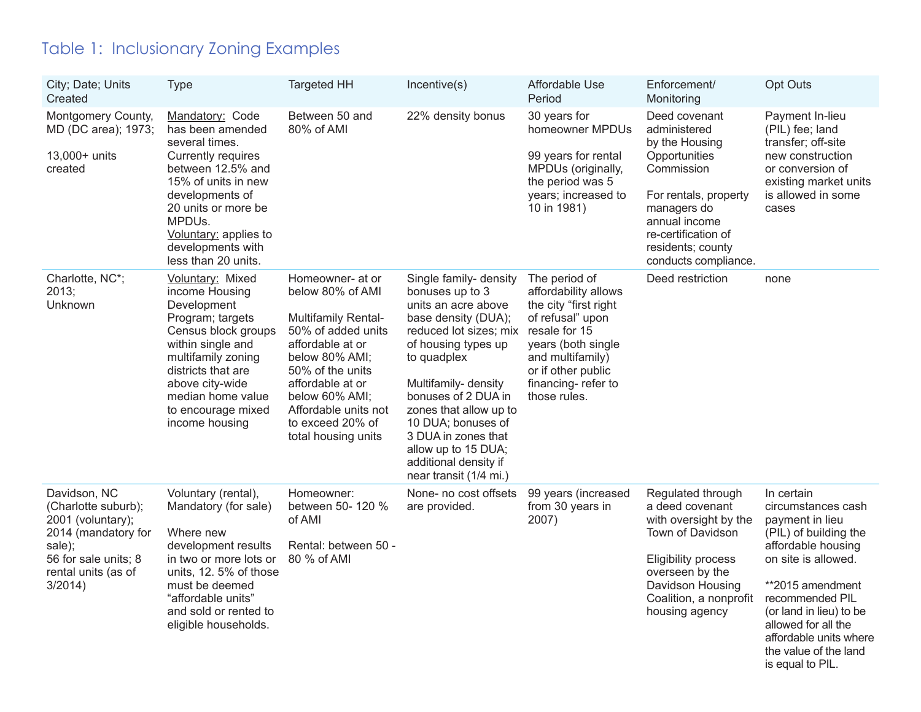## Table 1: Inclusionary Zoning Examples

| City; Date; Units Created | Type | Targeted HH | Incentive(s) | Affordable Use Period | Enforcement/ Monitoring | Opt Outs |
|---|---|---|---|---|---|---|
| Montgomery County, MD (DC area); 1973;<br><br>13,000+ units created | Mandatory: Code has been amended several times. Currently requires between 12.5% and 15% of units in new developments of 20 units or more be MPDUs.<br>Voluntary: applies to developments with less than 20 units. | Between 50 and 80% of AMI | 22% density bonus | 30 years for homeowner MPDUs<br><br>99 years for rental MPDUs (originally, the period was 5 years; increased to 10 in 1981) | Deed covenant administered by the Housing Opportunities Commission<br><br>For rentals, property managers do annual income re-certification of residents; county conducts compliance. | Payment In-lieu (PIL) fee; land transfer; off-site new construction or conversion of existing market units is allowed in some cases |
| Charlotte, NC*; 2013; Unknown | Voluntary: Mixed income Housing Development Program; targets Census block groups within single and multifamily zoning districts that are above city-wide median home value to encourage mixed income housing | Homeowner- at or below 80% of AMI<br><br>Multifamily Rental- 50% of added units affordable at or below 80% AMI; 50% of the units affordable at or below 60% AMI; Affordable units not to exceed 20% of total housing units | Single family- density bonuses up to 3 units an acre above base density (DUA); reduced lot sizes; mix of housing types up to quadplex<br><br>Multifamily- density bonuses of 2 DUA in zones that allow up to 10 DUA; bonuses of 3 DUA in zones that allow up to 15 DUA; additional density if near transit (1/4 mi.) | The period of affordability allows the city "first right of refusal" upon resale for 15 years (both single and multifamily) or if other public financing- refer to those rules. | Deed restriction | none |
| Davidson, NC (Charlotte suburb); 2001 (voluntary); 2014 (mandatory for sale);<br>56 for sale units; 8 rental units (as of 3/2014) | Voluntary (rental), Mandatory (for sale)<br><br>Where new development results in two or more lots or units, 12. 5% of those must be deemed "affordable units" and sold or rented to eligible households. | Homeowner: between 50- 120 % of AMI<br><br>Rental: between 50 - 80 % of AMI | None- no cost offsets are provided. | 99 years (increased from 30 years in 2007) | Regulated through a deed covenant with oversight by the Town of Davidson<br><br>Eligibility process overseen by the Davidson Housing Coalition, a nonprofit housing agency | In certain circumstances cash payment in lieu (PIL) of building the affordable housing on site is allowed.<br><br>**2015 amendment recommended PIL (or land in lieu) to be allowed for all the affordable units where the value of the land is equal to PIL. |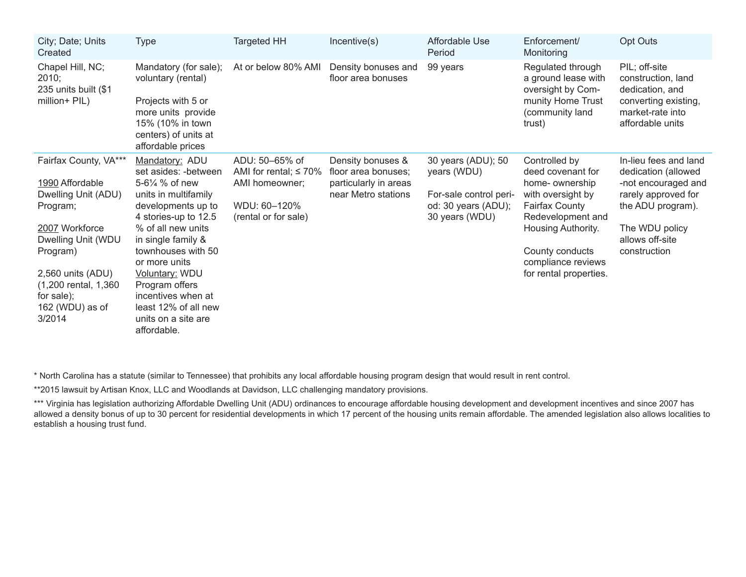| City; Date; Units Created | Type | Targeted HH | Incentive(s) | Affordable Use Period | Enforcement/ Monitoring | Opt Outs |
|---|---|---|---|---|---|---|
| Chapel Hill, NC; 2010; 235 units built ($1 million+ PIL) | Mandatory (for sale); voluntary (rental)<br><br>Projects with 5 or more units provide 15% (10% in town centers) of units at affordable prices | At or below 80% AMI | Density bonuses and floor area bonuses | 99 years | Regulated through a ground lease with oversight by Community Home Trust (community land trust) | PIL; off-site construction, land dedication, and converting existing, market-rate into affordable units |
| Fairfax County, VA***<br><br>1990 Affordable Dwelling Unit (ADU) Program;<br><br>2007 Workforce Dwelling Unit (WDU Program)<br><br>2,560 units (ADU) (1,200 rental, 1,360 for sale); 162 (WDU) as of 3/2014 | Mandatory: ADU set asides: -between 5-6¼ % of new units in multifamily developments up to 4 stories-up to 12.5 % of all new units in single family & townhouses with 50 or more units<br>Voluntary: WDU Program offers incentives when at least 12% of all new units on a site are affordable. | ADU: 50–65% of AMI for rental; ≤ 70% AMI homeowner;<br><br>WDU: 60–120% (rental or for sale) | Density bonuses & floor area bonuses; particularly in areas near Metro stations | 30 years (ADU); 50 years (WDU)<br><br>For-sale control period: 30 years (ADU); 30 years (WDU) | Controlled by deed covenant for home- ownership with oversight by Fairfax County Redevelopment and Housing Authority.<br><br>County conducts compliance reviews for rental properties. | In-lieu fees and land dedication (allowed -not encouraged and rarely approved for the ADU program).<br><br>The WDU policy allows off-site construction |

* North Carolina has a statute (similar to Tennessee) that prohibits any local affordable housing program design that would result in rent control.

**2015 lawsuit by Artisan Knox, LLC and Woodlands at Davidson, LLC challenging mandatory provisions.

*** Virginia has legislation authorizing Affordable Dwelling Unit (ADU) ordinances to encourage affordable housing development and development incentives and since 2007 has allowed a density bonus of up to 30 percent for residential developments in which 17 percent of the housing units remain affordable. The amended legislation also allows localities to establish a housing trust fund.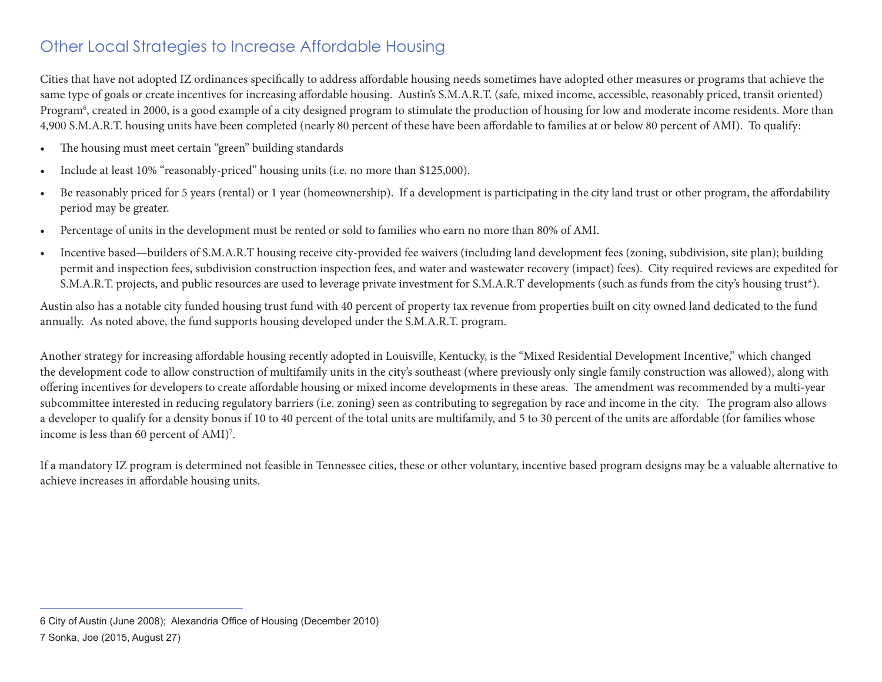## Other Local Strategies to Increase Affordable Housing

Cities that have not adopted IZ ordinances specifically to address affordable housing needs sometimes have adopted other measures or programs that achieve the same type of goals or create incentives for increasing affordable housing. Austin's S.M.A.R.T. (safe, mixed income, accessible, reasonably priced, transit oriented) Program[6], created in 2000, is a good example of a city designed program to stimulate the production of housing for low and moderate income residents. More than 4,900 S.M.A.R.T. housing units have been completed (nearly 80 percent of these have been affordable to families at or below 80 percent of AMI). To qualify:

- The housing must meet certain "green" building standards
- Include at least 10% "reasonably-priced" housing units (i.e. no more than $125,000).
- Be reasonably priced for 5 years (rental) or 1 year (homeownership). If a development is participating in the city land trust or other program, the affordability period may be greater.
- Percentage of units in the development must be rented or sold to families who earn no more than 80% of AMI.
- Incentive based—builders of S.M.A.R.T housing receive city-provided fee waivers (including land development fees (zoning, subdivision, site plan); building permit and inspection fees, subdivision construction inspection fees, and water and wastewater recovery (impact) fees). City required reviews are expedited for S.M.A.R.T. projects, and public resources are used to leverage private investment for S.M.A.R.T developments (such as funds from the city's housing trust*).

Austin also has a notable city funded housing trust fund with 40 percent of property tax revenue from properties built on city owned land dedicated to the fund annually. As noted above, the fund supports housing developed under the S.M.A.R.T. program.

Another strategy for increasing affordable housing recently adopted in Louisville, Kentucky, is the "Mixed Residential Development Incentive," which changed the development code to allow construction of multifamily units in the city's southeast (where previously only single family construction was allowed), along with offering incentives for developers to create affordable housing or mixed income developments in these areas. The amendment was recommended by a multi-year subcommittee interested in reducing regulatory barriers (i.e. zoning) seen as contributing to segregation by race and income in the city. The program also allows a developer to qualify for a density bonus if 10 to 40 percent of the total units are multifamily, and 5 to 30 percent of the units are affordable (for families whose income is less than 60 percent of AMI)[7].

If a mandatory IZ program is determined not feasible in Tennessee cities, these or other voluntary, incentive based program designs may be a valuable alternative to achieve increases in affordable housing units.

---

6 City of Austin (June 2008); Alexandria Office of Housing (December 2010)

7 Sonka, Joe (2015, August 27)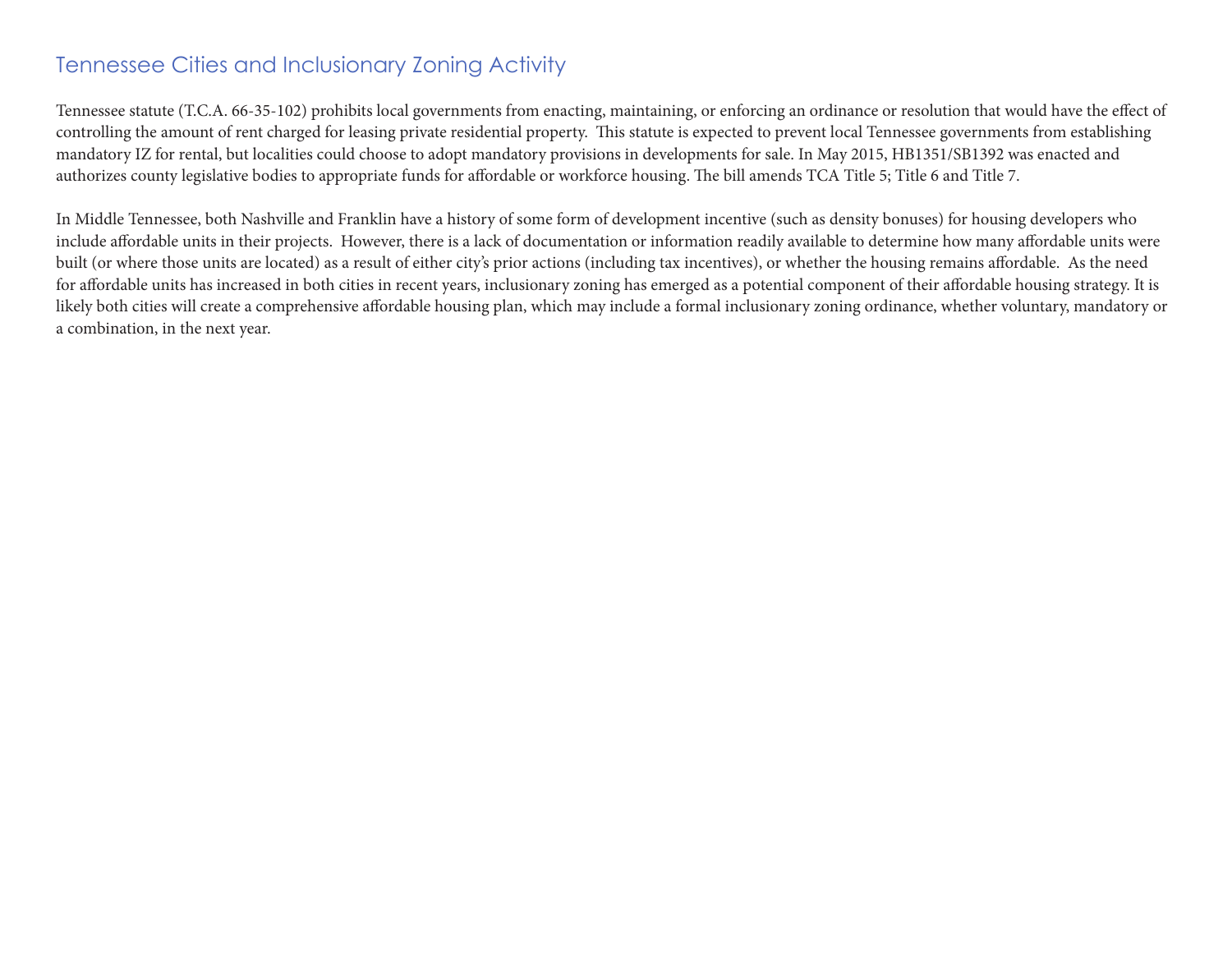## Tennessee Cities and Inclusionary Zoning Activity

Tennessee statute (T.C.A. 66-35-102) prohibits local governments from enacting, maintaining, or enforcing an ordinance or resolution that would have the effect of controlling the amount of rent charged for leasing private residential property. This statute is expected to prevent local Tennessee governments from establishing mandatory IZ for rental, but localities could choose to adopt mandatory provisions in developments for sale. In May 2015, HB1351/SB1392 was enacted and authorizes county legislative bodies to appropriate funds for affordable or workforce housing. The bill amends TCA Title 5; Title 6 and Title 7.

In Middle Tennessee, both Nashville and Franklin have a history of some form of development incentive (such as density bonuses) for housing developers who include affordable units in their projects. However, there is a lack of documentation or information readily available to determine how many affordable units were built (or where those units are located) as a result of either city's prior actions (including tax incentives), or whether the housing remains affordable. As the need for affordable units has increased in both cities in recent years, inclusionary zoning has emerged as a potential component of their affordable housing strategy. It is likely both cities will create a comprehensive affordable housing plan, which may include a formal inclusionary zoning ordinance, whether voluntary, mandatory or a combination, in the next year.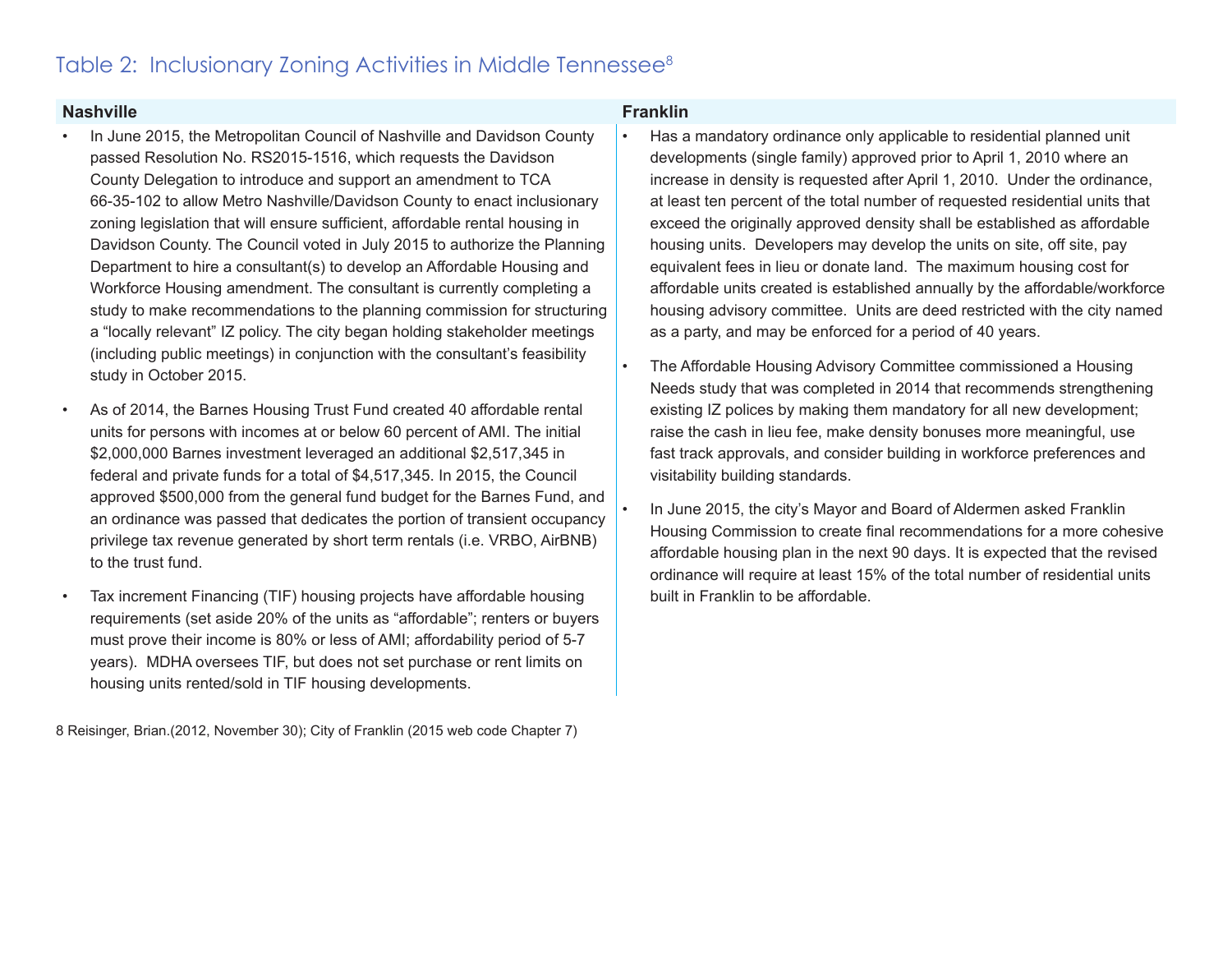## Table 2: Inclusionary Zoning Activities in Middle Tennessee[8]

### Nashville

- In June 2015, the Metropolitan Council of Nashville and Davidson County passed Resolution No. RS2015-1516, which requests the Davidson County Delegation to introduce and support an amendment to TCA 66-35-102 to allow Metro Nashville/Davidson County to enact inclusionary zoning legislation that will ensure sufficient, affordable rental housing in Davidson County. The Council voted in July 2015 to authorize the Planning Department to hire a consultant(s) to develop an Affordable Housing and Workforce Housing amendment. The consultant is currently completing a study to make recommendations to the planning commission for structuring a "locally relevant" IZ policy. The city began holding stakeholder meetings (including public meetings) in conjunction with the consultant's feasibility study in October 2015.
- As of 2014, the Barnes Housing Trust Fund created 40 affordable rental units for persons with incomes at or below 60 percent of AMI. The initial $2,000,000 Barnes investment leveraged an additional $2,517,345 in federal and private funds for a total of $4,517,345. In 2015, the Council approved $500,000 from the general fund budget for the Barnes Fund, and an ordinance was passed that dedicates the portion of transient occupancy privilege tax revenue generated by short term rentals (i.e. VRBO, AirBNB) to the trust fund.
- Tax increment Financing (TIF) housing projects have affordable housing requirements (set aside 20% of the units as "affordable"; renters or buyers must prove their income is 80% or less of AMI; affordability period of 5-7 years). MDHA oversees TIF, but does not set purchase or rent limits on housing units rented/sold in TIF housing developments.

### Franklin

- Has a mandatory ordinance only applicable to residential planned unit developments (single family) approved prior to April 1, 2010 where an increase in density is requested after April 1, 2010. Under the ordinance, at least ten percent of the total number of requested residential units that exceed the originally approved density shall be established as affordable housing units. Developers may develop the units on site, off site, pay equivalent fees in lieu or donate land. The maximum housing cost for affordable units created is established annually by the affordable/workforce housing advisory committee. Units are deed restricted with the city named as a party, and may be enforced for a period of 40 years.
- The Affordable Housing Advisory Committee commissioned a Housing Needs study that was completed in 2014 that recommends strengthening existing IZ polices by making them mandatory for all new development; raise the cash in lieu fee, make density bonuses more meaningful, use fast track approvals, and consider building in workforce preferences and visitability building standards.
- In June 2015, the city's Mayor and Board of Aldermen asked Franklin Housing Commission to create final recommendations for a more cohesive affordable housing plan in the next 90 days. It is expected that the revised ordinance will require at least 15% of the total number of residential units built in Franklin to be affordable.

8 Reisinger, Brian.(2012, November 30); City of Franklin (2015 web code Chapter 7)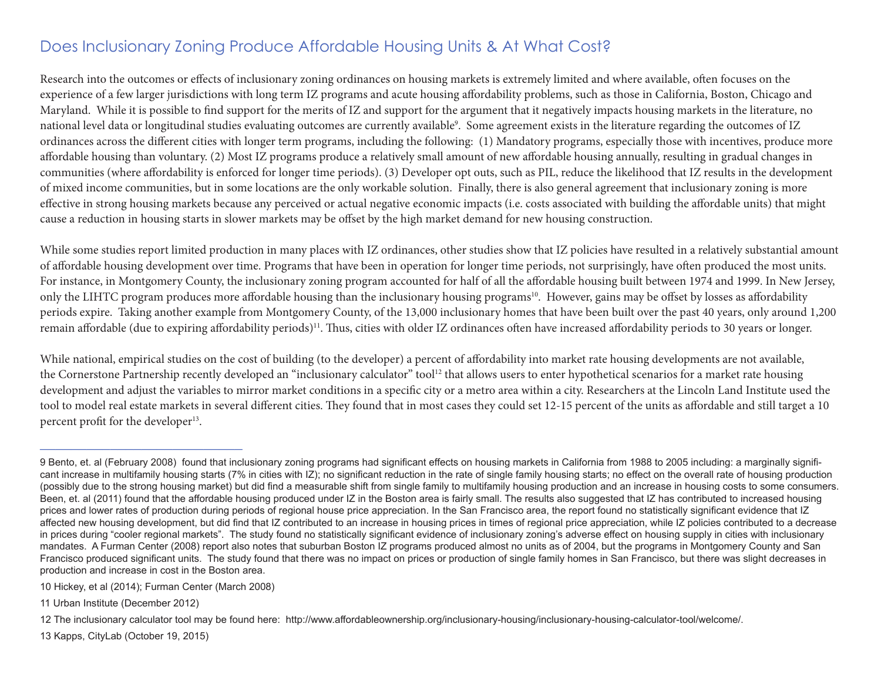## Does Inclusionary Zoning Produce Affordable Housing Units & At What Cost?

Research into the outcomes or effects of inclusionary zoning ordinances on housing markets is extremely limited and where available, often focuses on the experience of a few larger jurisdictions with long term IZ programs and acute housing affordability problems, such as those in California, Boston, Chicago and Maryland. While it is possible to find support for the merits of IZ and support for the argument that it negatively impacts housing markets in the literature, no national level data or longitudinal studies evaluating outcomes are currently available[9]. Some agreement exists in the literature regarding the outcomes of IZ ordinances across the different cities with longer term programs, including the following: (1) Mandatory programs, especially those with incentives, produce more affordable housing than voluntary. (2) Most IZ programs produce a relatively small amount of new affordable housing annually, resulting in gradual changes in communities (where affordability is enforced for longer time periods). (3) Developer opt outs, such as PIL, reduce the likelihood that IZ results in the development of mixed income communities, but in some locations are the only workable solution. Finally, there is also general agreement that inclusionary zoning is more effective in strong housing markets because any perceived or actual negative economic impacts (i.e. costs associated with building the affordable units) that might cause a reduction in housing starts in slower markets may be offset by the high market demand for new housing construction.

While some studies report limited production in many places with IZ ordinances, other studies show that IZ policies have resulted in a relatively substantial amount of affordable housing development over time. Programs that have been in operation for longer time periods, not surprisingly, have often produced the most units. For instance, in Montgomery County, the inclusionary zoning program accounted for half of all the affordable housing built between 1974 and 1999. In New Jersey, only the LIHTC program produces more affordable housing than the inclusionary housing programs[10]. However, gains may be offset by losses as affordability periods expire. Taking another example from Montgomery County, of the 13,000 inclusionary homes that have been built over the past 40 years, only around 1,200 remain affordable (due to expiring affordability periods)[11]. Thus, cities with older IZ ordinances often have increased affordability periods to 30 years or longer.

While national, empirical studies on the cost of building (to the developer) a percent of affordability into market rate housing developments are not available, the Cornerstone Partnership recently developed an "inclusionary calculator" tool[12] that allows users to enter hypothetical scenarios for a market rate housing development and adjust the variables to mirror market conditions in a specific city or a metro area within a city. Researchers at the Lincoln Land Institute used the tool to model real estate markets in several different cities. They found that in most cases they could set 12-15 percent of the units as affordable and still target a 10 percent profit for the developer[13].

---

9 Bento, et. al (February 2008) found that inclusionary zoning programs had significant effects on housing markets in California from 1988 to 2005 including: a marginally significant increase in multifamily housing starts (7% in cities with IZ); no significant reduction in the rate of single family housing starts; no effect on the overall rate of housing production (possibly due to the strong housing market) but did find a measurable shift from single family to multifamily housing production and an increase in housing costs to some consumers. Been, et. al (2011) found that the affordable housing produced under IZ in the Boston area is fairly small. The results also suggested that IZ has contributed to increased housing prices and lower rates of production during periods of regional house price appreciation. In the San Francisco area, the report found no statistically significant evidence that IZ affected new housing development, but did find that IZ contributed to an increase in housing prices in times of regional price appreciation, while IZ policies contributed to a decrease in prices during "cooler regional markets". The study found no statistically significant evidence of inclusionary zoning's adverse effect on housing supply in cities with inclusionary mandates. A Furman Center (2008) report also notes that suburban Boston IZ programs produced almost no units as of 2004, but the programs in Montgomery County and San Francisco produced significant units. The study found that there was no impact on prices or production of single family homes in San Francisco, but there was slight decreases in production and increase in cost in the Boston area.

10 Hickey, et al (2014); Furman Center (March 2008)

11 Urban Institute (December 2012)

12 The inclusionary calculator tool may be found here: http://www.affordableownership.org/inclusionary-housing/inclusionary-housing-calculator-tool/welcome/.

13 Kapps, CityLab (October 19, 2015)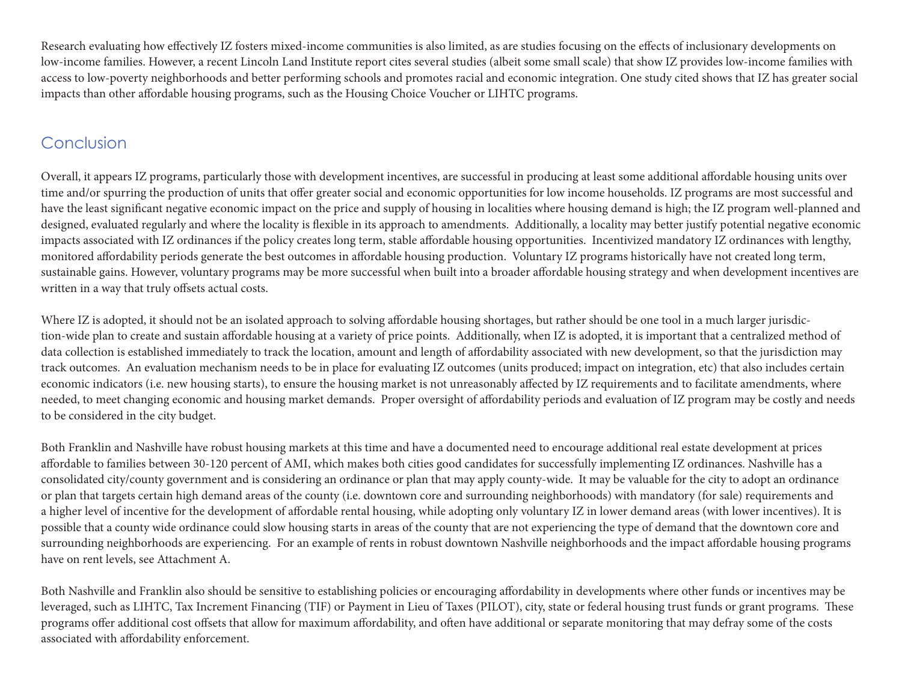Research evaluating how effectively IZ fosters mixed-income communities is also limited, as are studies focusing on the effects of inclusionary developments on low-income families. However, a recent Lincoln Land Institute report cites several studies (albeit some small scale) that show IZ provides low-income families with access to low-poverty neighborhoods and better performing schools and promotes racial and economic integration. One study cited shows that IZ has greater social impacts than other affordable housing programs, such as the Housing Choice Voucher or LIHTC programs.

## Conclusion

Overall, it appears IZ programs, particularly those with development incentives, are successful in producing at least some additional affordable housing units over time and/or spurring the production of units that offer greater social and economic opportunities for low income households. IZ programs are most successful and have the least significant negative economic impact on the price and supply of housing in localities where housing demand is high; the IZ program well-planned and designed, evaluated regularly and where the locality is flexible in its approach to amendments. Additionally, a locality may better justify potential negative economic impacts associated with IZ ordinances if the policy creates long term, stable affordable housing opportunities. Incentivized mandatory IZ ordinances with lengthy, monitored affordability periods generate the best outcomes in affordable housing production. Voluntary IZ programs historically have not created long term, sustainable gains. However, voluntary programs may be more successful when built into a broader affordable housing strategy and when development incentives are written in a way that truly offsets actual costs.

Where IZ is adopted, it should not be an isolated approach to solving affordable housing shortages, but rather should be one tool in a much larger jurisdiction-wide plan to create and sustain affordable housing at a variety of price points. Additionally, when IZ is adopted, it is important that a centralized method of data collection is established immediately to track the location, amount and length of affordability associated with new development, so that the jurisdiction may track outcomes. An evaluation mechanism needs to be in place for evaluating IZ outcomes (units produced; impact on integration, etc) that also includes certain economic indicators (i.e. new housing starts), to ensure the housing market is not unreasonably affected by IZ requirements and to facilitate amendments, where needed, to meet changing economic and housing market demands. Proper oversight of affordability periods and evaluation of IZ program may be costly and needs to be considered in the city budget.

Both Franklin and Nashville have robust housing markets at this time and have a documented need to encourage additional real estate development at prices affordable to families between 30-120 percent of AMI, which makes both cities good candidates for successfully implementing IZ ordinances. Nashville has a consolidated city/county government and is considering an ordinance or plan that may apply county-wide. It may be valuable for the city to adopt an ordinance or plan that targets certain high demand areas of the county (i.e. downtown core and surrounding neighborhoods) with mandatory (for sale) requirements and a higher level of incentive for the development of affordable rental housing, while adopting only voluntary IZ in lower demand areas (with lower incentives). It is possible that a county wide ordinance could slow housing starts in areas of the county that are not experiencing the type of demand that the downtown core and surrounding neighborhoods are experiencing. For an example of rents in robust downtown Nashville neighborhoods and the impact affordable housing programs have on rent levels, see Attachment A.

Both Nashville and Franklin also should be sensitive to establishing policies or encouraging affordability in developments where other funds or incentives may be leveraged, such as LIHTC, Tax Increment Financing (TIF) or Payment in Lieu of Taxes (PILOT), city, state or federal housing trust funds or grant programs. These programs offer additional cost offsets that allow for maximum affordability, and often have additional or separate monitoring that may defray some of the costs associated with affordability enforcement.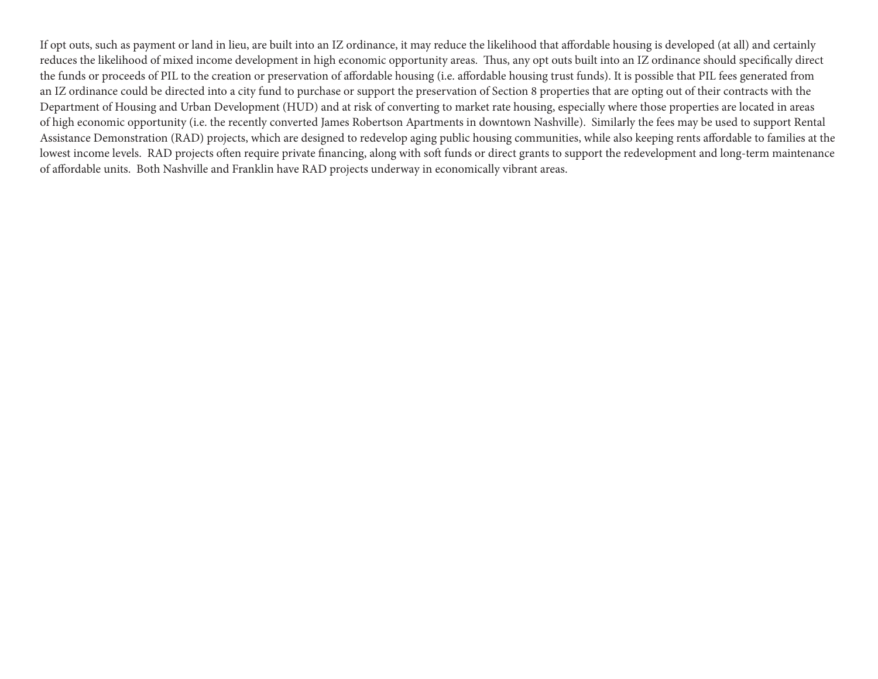If opt outs, such as payment or land in lieu, are built into an IZ ordinance, it may reduce the likelihood that affordable housing is developed (at all) and certainly reduces the likelihood of mixed income development in high economic opportunity areas. Thus, any opt outs built into an IZ ordinance should specifically direct the funds or proceeds of PIL to the creation or preservation of affordable housing (i.e. affordable housing trust funds). It is possible that PIL fees generated from an IZ ordinance could be directed into a city fund to purchase or support the preservation of Section 8 properties that are opting out of their contracts with the Department of Housing and Urban Development (HUD) and at risk of converting to market rate housing, especially where those properties are located in areas of high economic opportunity (i.e. the recently converted James Robertson Apartments in downtown Nashville). Similarly the fees may be used to support Rental Assistance Demonstration (RAD) projects, which are designed to redevelop aging public housing communities, while also keeping rents affordable to families at the lowest income levels. RAD projects often require private financing, along with soft funds or direct grants to support the redevelopment and long-term maintenance of affordable units. Both Nashville and Franklin have RAD projects underway in economically vibrant areas.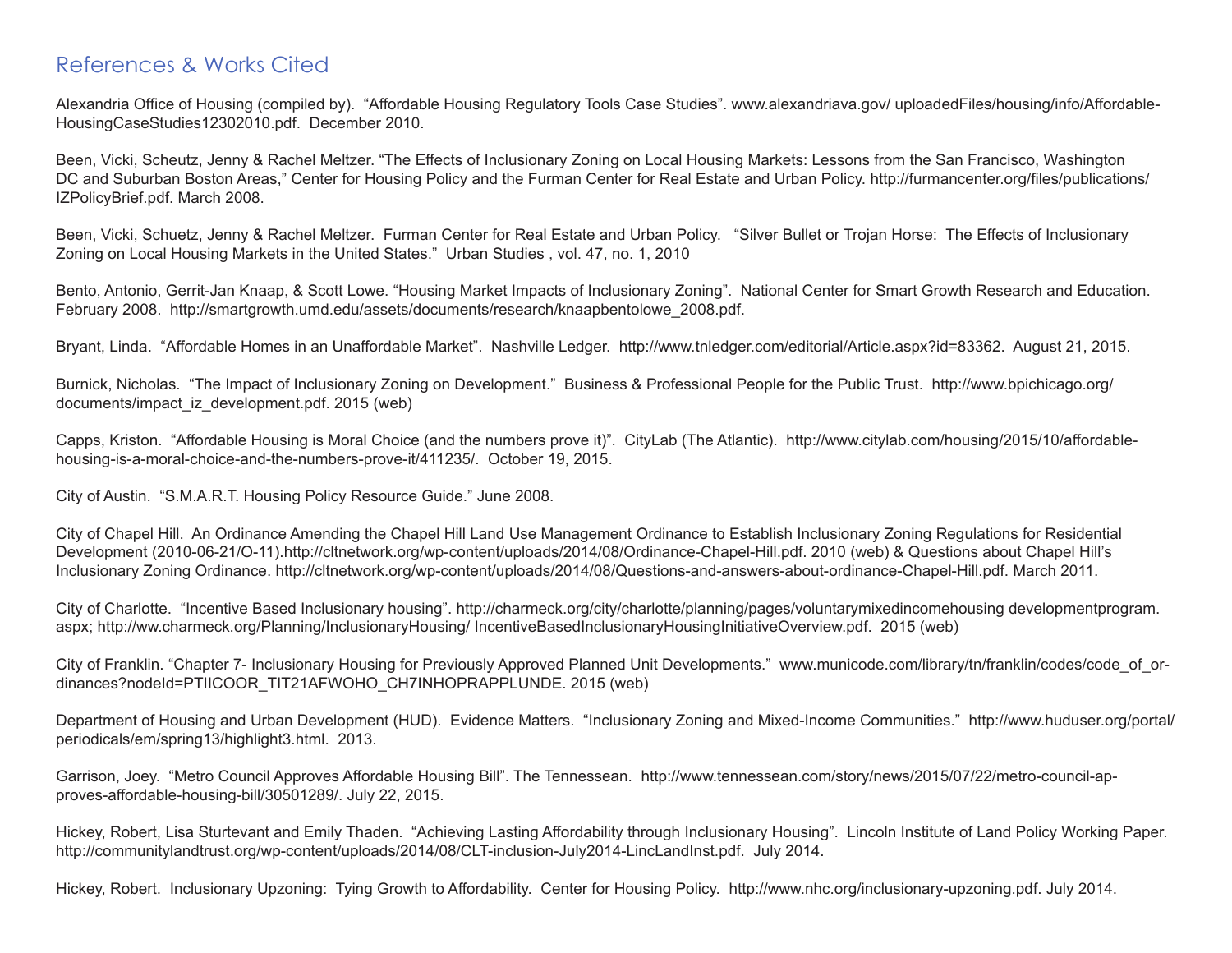# References & Works Cited

Alexandria Office of Housing (compiled by). "Affordable Housing Regulatory Tools Case Studies". www.alexandriava.gov/ uploadedFiles/housing/info/Affordable-HousingCaseStudies12302010.pdf. December 2010.

Been, Vicki, Scheutz, Jenny & Rachel Meltzer. "The Effects of Inclusionary Zoning on Local Housing Markets: Lessons from the San Francisco, Washington DC and Suburban Boston Areas," Center for Housing Policy and the Furman Center for Real Estate and Urban Policy. http://furmancenter.org/files/publications/IZPolicyBrief.pdf. March 2008.

Been, Vicki, Schuetz, Jenny & Rachel Meltzer. Furman Center for Real Estate and Urban Policy. "Silver Bullet or Trojan Horse: The Effects of Inclusionary Zoning on Local Housing Markets in the United States." Urban Studies , vol. 47, no. 1, 2010

Bento, Antonio, Gerrit-Jan Knaap, & Scott Lowe. "Housing Market Impacts of Inclusionary Zoning". National Center for Smart Growth Research and Education. February 2008. http://smartgrowth.umd.edu/assets/documents/research/knaapbentolowe_2008.pdf.

Bryant, Linda. "Affordable Homes in an Unaffordable Market". Nashville Ledger. http://www.tnledger.com/editorial/Article.aspx?id=83362. August 21, 2015.

Burnick, Nicholas. "The Impact of Inclusionary Zoning on Development." Business & Professional People for the Public Trust. http://www.bpichicago.org/documents/impact_iz_development.pdf. 2015 (web)

Capps, Kriston. "Affordable Housing is Moral Choice (and the numbers prove it)". CityLab (The Atlantic). http://www.citylab.com/housing/2015/10/affordable-housing-is-a-moral-choice-and-the-numbers-prove-it/411235/. October 19, 2015.

City of Austin. "S.M.A.R.T. Housing Policy Resource Guide." June 2008.

City of Chapel Hill. An Ordinance Amending the Chapel Hill Land Use Management Ordinance to Establish Inclusionary Zoning Regulations for Residential Development (2010-06-21/O-11).http://cltnetwork.org/wp-content/uploads/2014/08/Ordinance-Chapel-Hill.pdf. 2010 (web) & Questions about Chapel Hill's Inclusionary Zoning Ordinance. http://cltnetwork.org/wp-content/uploads/2014/08/Questions-and-answers-about-ordinance-Chapel-Hill.pdf. March 2011.

City of Charlotte. "Incentive Based Inclusionary housing". http://charmeck.org/city/charlotte/planning/pages/voluntarymixedincomehousing developmentprogram.aspx; http://ww.charmeck.org/Planning/InclusionaryHousing/ IncentiveBasedInclusionaryHousingInitiativeOverview.pdf. 2015 (web)

City of Franklin. "Chapter 7- Inclusionary Housing for Previously Approved Planned Unit Developments." www.municode.com/library/tn/franklin/codes/code_of_ordinances?nodeId=PTIICOOR_TIT21AFWOHO_CH7INHOPRAPPLUNDE. 2015 (web)

Department of Housing and Urban Development (HUD). Evidence Matters. "Inclusionary Zoning and Mixed-Income Communities." http://www.huduser.org/portal/periodicals/em/spring13/highlight3.html. 2013.

Garrison, Joey. "Metro Council Approves Affordable Housing Bill". The Tennessean. http://www.tennessean.com/story/news/2015/07/22/metro-council-approves-affordable-housing-bill/30501289/. July 22, 2015.

Hickey, Robert, Lisa Sturtevant and Emily Thaden. "Achieving Lasting Affordability through Inclusionary Housing". Lincoln Institute of Land Policy Working Paper. http://communitylandtrust.org/wp-content/uploads/2014/08/CLT-inclusion-July2014-LincLandInst.pdf. July 2014.

Hickey, Robert. Inclusionary Upzoning: Tying Growth to Affordability. Center for Housing Policy. http://www.nhc.org/inclusionary-upzoning.pdf. July 2014.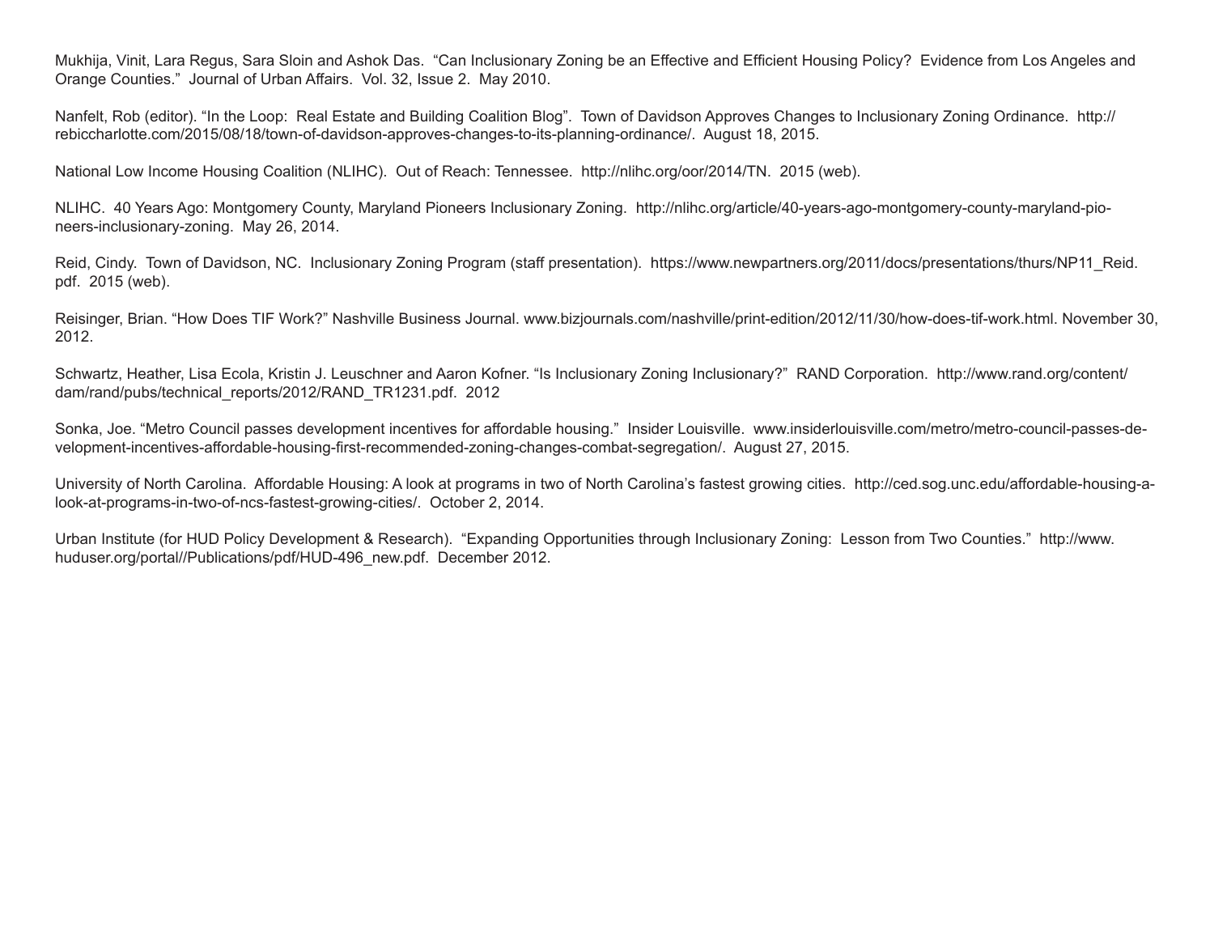Mukhija, Vinit, Lara Regus, Sara Sloin and Ashok Das. "Can Inclusionary Zoning be an Effective and Efficient Housing Policy? Evidence from Los Angeles and Orange Counties." Journal of Urban Affairs. Vol. 32, Issue 2. May 2010.

Nanfelt, Rob (editor). "In the Loop: Real Estate and Building Coalition Blog". Town of Davidson Approves Changes to Inclusionary Zoning Ordinance. http://rebiccharlotte.com/2015/08/18/town-of-davidson-approves-changes-to-its-planning-ordinance/. August 18, 2015.

National Low Income Housing Coalition (NLIHC). Out of Reach: Tennessee. http://nlihc.org/oor/2014/TN. 2015 (web).

NLIHC. 40 Years Ago: Montgomery County, Maryland Pioneers Inclusionary Zoning. http://nlihc.org/article/40-years-ago-montgomery-county-maryland-pioneers-inclusionary-zoning. May 26, 2014.

Reid, Cindy. Town of Davidson, NC. Inclusionary Zoning Program (staff presentation). https://www.newpartners.org/2011/docs/presentations/thurs/NP11_Reid.pdf. 2015 (web).

Reisinger, Brian. "How Does TIF Work?" Nashville Business Journal. www.bizjournals.com/nashville/print-edition/2012/11/30/how-does-tif-work.html. November 30, 2012.

Schwartz, Heather, Lisa Ecola, Kristin J. Leuschner and Aaron Kofner. "Is Inclusionary Zoning Inclusionary?" RAND Corporation. http://www.rand.org/content/dam/rand/pubs/technical_reports/2012/RAND_TR1231.pdf. 2012

Sonka, Joe. "Metro Council passes development incentives for affordable housing." Insider Louisville. www.insiderlouisville.com/metro/metro-council-passes-development-incentives-affordable-housing-first-recommended-zoning-changes-combat-segregation/. August 27, 2015.

University of North Carolina. Affordable Housing: A look at programs in two of North Carolina's fastest growing cities. http://ced.sog.unc.edu/affordable-housing-a-look-at-programs-in-two-of-ncs-fastest-growing-cities/. October 2, 2014.

Urban Institute (for HUD Policy Development & Research). "Expanding Opportunities through Inclusionary Zoning: Lesson from Two Counties." http://www.huduser.org/portal//Publications/pdf/HUD-496_new.pdf. December 2012.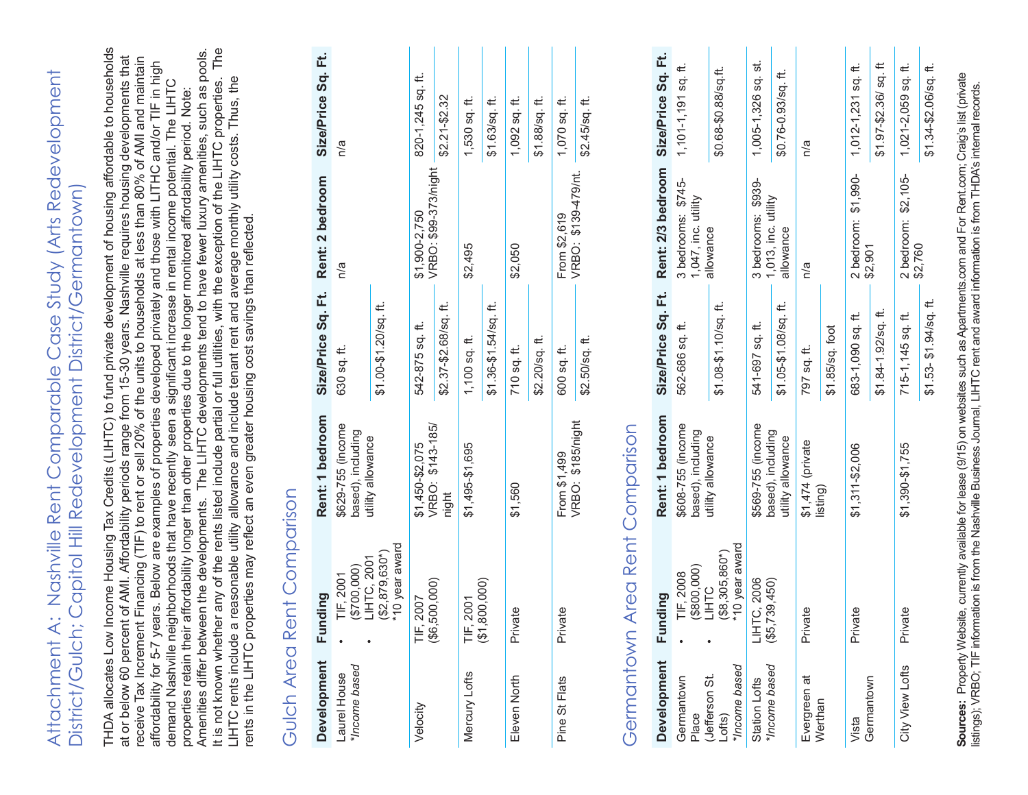# Attachment A: Nashville Rent Comparable Case Study (Arts Redevelopment District/Gulch; Capitol Hill Redevelopment District/Germantown)

THDA allocates Low Income Housing Tax Credits (LIHTC) to fund private development of housing affordable to households at or below 60 percent of AMI. Affordability periods range from 15-30 years. Nashville requires housing developments that receive Tax Increment Financing (TIF) to rent or sell 20% of the units to households at less than 80% of AMI and maintain affordability for 5-7 years. Below are examples of properties developed privately and those with LITHC and/or TIF in high demand Nashville neighborhoods that have recently seen a significant increase in rental income potential. The LIHTC properties retain their affordability longer than other properties due to the longer monitored affordability period. Note: Amenities differ between the developments. The LIHTC developments tend to have fewer luxury amenities, such as pools. It is not known whether any of the rents listed include partial or full utilities, with the exception of the LIHTC properties. The LIHTC rents include a reasonable utility allowance and include tenant rent and average monthly utility costs. Thus, the rents in the LIHTC properties may reflect an even greater housing cost savings than reflected.

## Gulch Area Rent Comparison

| Development | Funding | Rent: 1 bedroom | Size/Price Sq. Ft. | Rent: 2 bedroom | Size/Price Sq. Ft. |
|---|---|---|---|---|---|
| Laurel House *Income based* | • TIF, 2001 ($700,000) • LIHTC, 2001 ($2,879,630*) *10 year award | $629-755 (income based), including utility allowance | 630 sq. ft. / $1.00-$1.20/sq. ft. | n/a | n/a |
| Velocity | TIF, 2007 ($6,500,000) | $1,450-$2,075 VRBO: $143-185/night | 542-875 sq. ft. / $2.37-$2.68/sq. ft. | $1,900-2,750 VRBO: $99-373/night | 820-1,245 sq. ft. / $2.21-$2.32 |
| Mercury Lofts | TIF, 2001 ($1,800,000) | $1,495-$1,695 | 1,100 sq. ft. / $1.36-$1.54/sq. ft. | $2,495 | 1,530 sq. ft. / $1.63/sq. ft. |
| Eleven North | Private | $1,560 | 710 sq. ft. / $2.20/sq. ft. | $2,050 | 1,092 sq. ft. / $1.88/sq. ft. |
| Pine St Flats | Private | From $1,499 VRBO: $185/night | 600 sq. ft. / $2.50/sq. ft. | From $2,619 VRBO: $139-479/nt. | 1,070 sq. ft. / $2.45/sq. ft. |

## Germantown Area Rent Comparison

| Development | Funding | Rent: 1 bedroom | Size/Price Sq. Ft. | Rent: 2/3 bedroom | Size/Price Sq. Ft. |
|---|---|---|---|---|---|
| Germantown Place (Jefferson St. Lofts) *Income based* | • TIF, 2008 ($800,000) • LIHTC ($8,305,860*) *10 year award | $608-755 (income based), including utility allowance | 562-686 sq. ft. / $1.08-$1.10/sq. ft. | 3 bedrooms: $745-1,047, inc. utility allowance | 1,101-1,191 sq. ft. / $0.68-$0.88/sq.ft. |
| Station Lofts *Income based* | LIHTC, 2006 ($5,739,450) | $569-755 (income based), including utility allowance | 541-697 sq. ft. / $1.05-$1.08/sq. ft. | 3 bedrooms: $939-1,013, inc. utility allowance | 1,005-1,326 sq. st. / $0.76-0.93/sq. ft. |
| Evergreen at Werthan | Private | $1,474 (private listing) | 797 sq. ft. / $1.85/sq. foot | n/a | n/a |
| Vista Germantown | Private | $1,311-$2,006 | 683-1,090 sq. ft. / $1.84-1.92/sq. ft. | 2 bedroom: $1,990-$2,901 | 1,012-1,231 sq. ft. / $1.97-$2.36/ sq. ft |
| City View Lofts | Private | $1,390-$1,755 | 715-1,145 sq. ft. / $1.53- $1.94/sq. ft. | 2 bedroom: $2,105-$2,760 | 1,021-2,059 sq. ft. / $1.34-$2.06/sq. ft. |

**Sources:** Property Website, currently available for lease (9/15) on websites such as Apartments.com and For Rent.com; Craig's list (private listings); VRBO; TIF information is from the Nashville Business Journal, LIHTC rent and award information is from THDA's internal records.